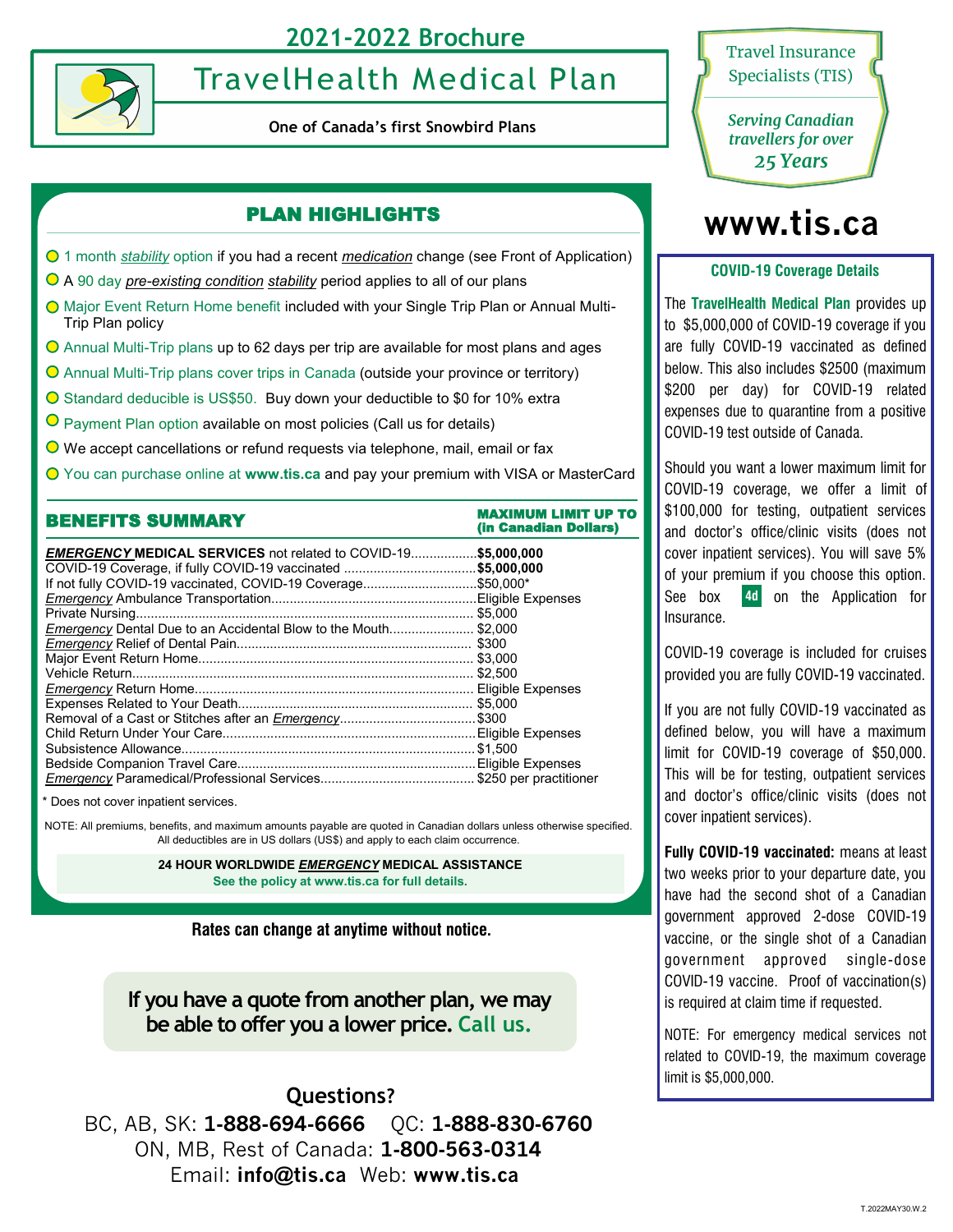# 2021-2022 Brochure

## TravelHealth Medical Plan

**One of Canada's first Snowbird Plans**

Travel Insurance Specialists (TIS)

*Serving Canadian travellers for over 25 Years*

**www.tis.ca**

## PLAN HIGHLIGHTS

- 1 month *stability* option if you had a recent *medication* change (see Front of Application)
- A 90 day *pre-existing condition stability* period applies to all of our plans
- Major Event Return Home benefit included with your Single Trip Plan or Annual Multi-Trip Plan policy
- Annual Multi-Trip plans up to 62 days per trip are available for most plans and ages
- Annual Multi-Trip plans cover trips in Canada (outside your province or territory)
- Standard deducible is US$50. Buy down your deductible to $0 for 10% extra
- Payment Plan option available on most policies (Call us for details)
- We accept cancellations or refund requests via telephone, mail, email or fax
- You can purchase online at **www.tis.ca** and pay your premium with VISA or MasterCard

## BENEFITS SUMMARY

| Benefit | MAXIMUM LIMIT UP TO (in Canadian Dollars) |
|---|---|
| ***EMERGENCY*** **MEDICAL SERVICES** not related to COVID-19 | **$5,000,000** |
| COVID-19 Coverage, if fully COVID-19 vaccinated | **$5,000,000** |
| If not fully COVID-19 vaccinated, COVID-19 Coverage | $50,000* |
| *Emergency* Ambulance Transportation | Eligible Expenses |
| Private Nursing | $5,000 |
| *Emergency* Dental Due to an Accidental Blow to the Mouth | $2,000 |
| *Emergency* Relief of Dental Pain | $300 |
| Major Event Return Home | $3,000 |
| Vehicle Return | $2,500 |
| *Emergency* Return Home | Eligible Expenses |
| Expenses Related to Your Death | $5,000 |
| Removal of a Cast or Stitches after an *Emergency* | $300 |
| Child Return Under Your Care | Eligible Expenses |
| Subsistence Allowance | $1,500 |
| Bedside Companion Travel Care | Eligible Expenses |
| *Emergency* Paramedical/Professional Services | $250 per practitioner |

\* Does not cover inpatient services.

NOTE: All premiums, benefits, and maximum amounts payable are quoted in Canadian dollars unless otherwise specified. All deductibles are in US dollars (US$) and apply to each claim occurrence.

**24 HOUR WORLDWIDE *EMERGENCY* MEDICAL ASSISTANCE**
**See the policy at www.tis.ca for full details.**

**Rates can change at anytime without notice.**

**If you have a quote from another plan, we may be able to offer you a lower price. Call us.**

### COVID-19 Coverage Details

The **TravelHealth Medical Plan** provides up to $5,000,000 of COVID-19 coverage if you are fully COVID-19 vaccinated as defined below. This also includes $2500 (maximum $200 per day) for COVID-19 related expenses due to quarantine from a positive COVID-19 test outside of Canada.

Should you want a lower maximum limit for COVID-19 coverage, we offer a limit of $100,000 for testing, outpatient services and doctor's office/clinic visits (does not cover inpatient services). You will save 5% of your premium if you choose this option. See box **4d** on the Application for Insurance.

COVID-19 coverage is included for cruises provided you are fully COVID-19 vaccinated.

If you are not fully COVID-19 vaccinated as defined below, you will have a maximum limit for COVID-19 coverage of $50,000. This will be for testing, outpatient services and doctor's office/clinic visits (does not cover inpatient services).

**Fully COVID-19 vaccinated:** means at least two weeks prior to your departure date, you have had the second shot of a Canadian government approved 2-dose COVID-19 vaccine, or the single shot of a Canadian government approved single-dose COVID-19 vaccine. Proof of vaccination(s) is required at claim time if requested.

NOTE: For emergency medical services not related to COVID-19, the maximum coverage limit is $5,000,000.

## Questions?

BC, AB, SK: **1-888-694-6666** QC: **1-888-830-6760**
ON, MB, Rest of Canada: **1-800-563-0314**
Email: **info@tis.ca** Web: **www.tis.ca**

T.2022MAY30.W.2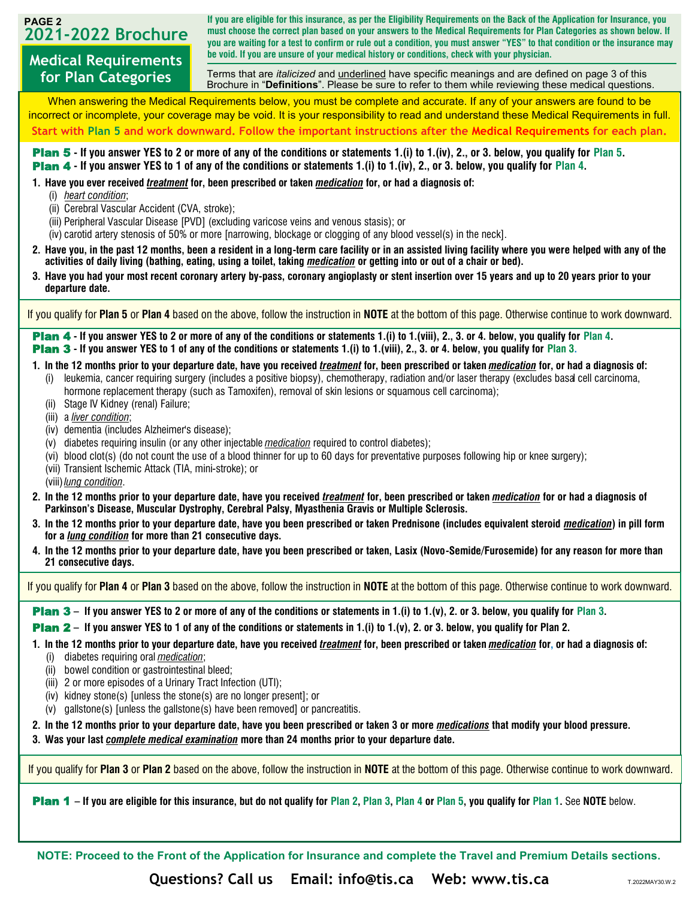# 2021-2022 Brochure

## Medical Requirements for Plan Categories

**If you are eligible for this insurance, as per the Eligibility Requirements on the Back of the Application for Insurance, you must choose the correct plan based on your answers to the Medical Requirements for Plan Categories as shown below. If you are waiting for a test to confirm or rule out a condition, you must answer "YES" to that condition or the insurance may be void. If you are unsure of your medical history or conditions, check with your physician.**

Terms that are *italicized* and underlined have specific meanings and are defined on page 3 of this Brochure in "**Definitions**". Please be sure to refer to them while reviewing these medical questions.

When answering the Medical Requirements below, you must be complete and accurate. If any of your answers are found to be incorrect or incomplete, your coverage may be void. It is your responsibility to read and understand these Medical Requirements in full.

**Start with Plan 5 and work downward. Follow the important instructions after the Medical Requirements for each plan.**

**Plan 5 - If you answer YES to 2 or more of any of the conditions or statements 1.(i) to 1.(iv), 2., or 3. below, you qualify for Plan 5.**
**Plan 4 - If you answer YES to 1 of any of the conditions or statements 1.(i) to 1.(iv), 2., or 3. below, you qualify for Plan 4.**

1. **Have you ever received *treatment* for, been prescribed or taken *medication* for, or had a diagnosis of:**
   - (i) *heart condition*;
   - (ii) Cerebral Vascular Accident (CVA, stroke);
   - (iii) Peripheral Vascular Disease [PVD] (excluding varicose veins and venous stasis); or
   - (iv) carotid artery stenosis of 50% or more [narrowing, blockage or clogging of any blood vessel(s) in the neck].
2. **Have you, in the past 12 months, been a resident in a long-term care facility or in an assisted living facility where you were helped with any of the activities of daily living (bathing, eating, using a toilet, taking *medication* or getting into or out of a chair or bed).**
3. **Have you had your most recent coronary artery by-pass, coronary angioplasty or stent insertion over 15 years and up to 20 years prior to your departure date.**

If you qualify for **Plan 5** or **Plan 4** based on the above, follow the instruction in **NOTE** at the bottom of this page. Otherwise continue to work downward.

**Plan 4 - If you answer YES to 2 or more of any of the conditions or statements 1.(i) to 1.(viii), 2., 3. or 4. below, you qualify for Plan 4.**
**Plan 3 - If you answer YES to 1 of any of the conditions or statements 1.(i) to 1.(viii), 2., 3. or 4. below, you qualify for Plan 3.**

1. **In the 12 months prior to your departure date, have you received *treatment* for, been prescribed or taken *medication* for, or had a diagnosis of:**
   - (i) leukemia, cancer requiring surgery (includes a positive biopsy), chemotherapy, radiation and/or laser therapy (excludes basal cell carcinoma, hormone replacement therapy (such as Tamoxifen), removal of skin lesions or squamous cell carcinoma);
   - (ii) Stage IV Kidney (renal) Failure;
   - (iii) a *liver condition*;
   - (iv) dementia (includes Alzheimer's disease);
   - (v) diabetes requiring insulin (or any other injectable *medication* required to control diabetes);
   - (vi) blood clot(s) (do not count the use of a blood thinner for up to 60 days for preventative purposes following hip or knee surgery);
   - (vii) Transient Ischemic Attack (TIA, mini-stroke); or
   - (viii) *lung condition*.
2. **In the 12 months prior to your departure date, have you received *treatment* for, been prescribed or taken *medication* for or had a diagnosis of Parkinson's Disease, Muscular Dystrophy, Cerebral Palsy, Myasthenia Gravis or Multiple Sclerosis.**
3. **In the 12 months prior to your departure date, have you been prescribed or taken Prednisone (includes equivalent steroid *medication*) in pill form for a *lung condition* for more than 21 consecutive days.**
4. **In the 12 months prior to your departure date, have you been prescribed or taken, Lasix (Novo-Semide/Furosemide) for any reason for more than 21 consecutive days.**

If you qualify for **Plan 4** or **Plan 3** based on the above, follow the instruction in **NOTE** at the bottom of this page. Otherwise continue to work downward.

**Plan 3 – If you answer YES to 2 or more of any of the conditions or statements in 1.(i) to 1.(v), 2. or 3. below, you qualify for Plan 3.**
**Plan 2 – If you answer YES to 1 of any of the conditions or statements in 1.(i) to 1.(v), 2. or 3. below, you qualify for Plan 2.**

1. **In the 12 months prior to your departure date, have you received *treatment* for, been prescribed or taken *medication* for, or had a diagnosis of:**
   - (i) diabetes requiring oral *medication*;
   - (ii) bowel condition or gastrointestinal bleed;
   - (iii) 2 or more episodes of a Urinary Tract Infection (UTI);
   - (iv) kidney stone(s) [unless the stone(s) are no longer present]; or
   - (v) gallstone(s) [unless the gallstone(s) have been removed] or pancreatitis.
2. **In the 12 months prior to your departure date, have you been prescribed or taken 3 or more *medications* that modify your blood pressure.**
3. **Was your last *complete medical examination* more than 24 months prior to your departure date.**

If you qualify for **Plan 3** or **Plan 2** based on the above, follow the instruction in **NOTE** at the bottom of this page. Otherwise continue to work downward.

**Plan 1 – If you are eligible for this insurance, but do not qualify for Plan 2, Plan 3, Plan 4 or Plan 5, you qualify for Plan 1.** See **NOTE** below.

**NOTE: Proceed to the Front of the Application for Insurance and complete the Travel and Premium Details sections.**

**Questions? Call us  Email: info@tis.ca  Web: www.tis.ca**

T.2022MAY30.W.2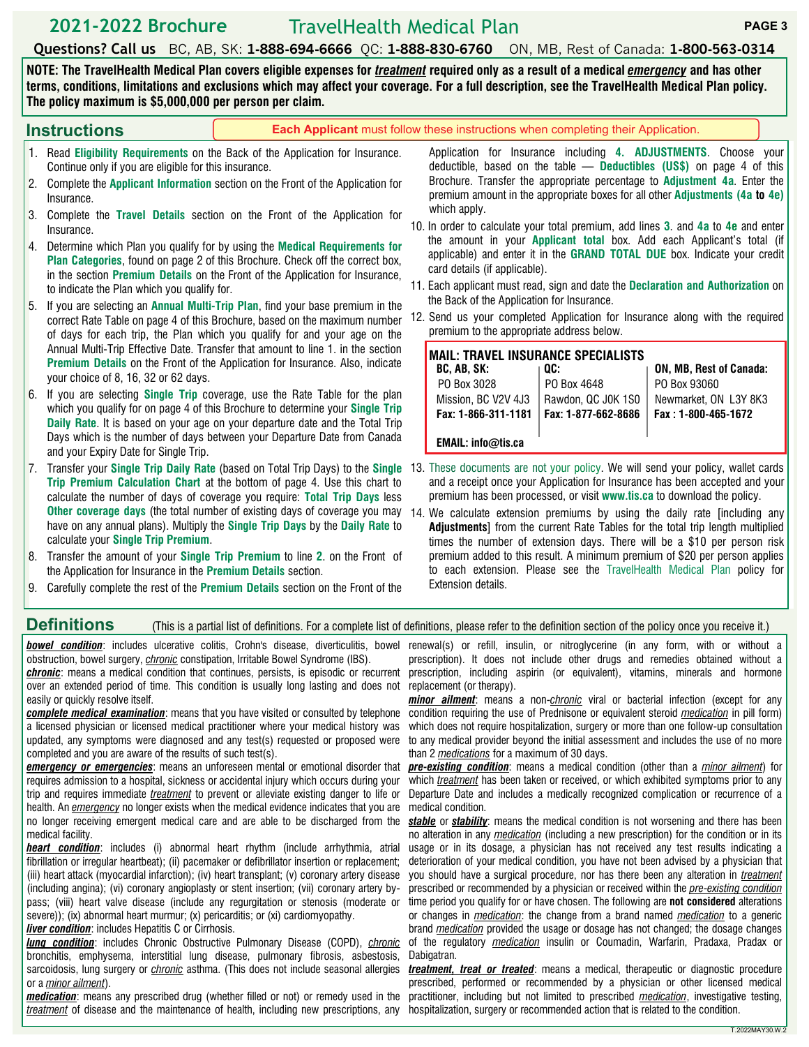# 2021-2022 Brochure TravelHealth Medical Plan

**Questions? Call us** BC, AB, SK: **1-888-694-6666** QC: **1-888-830-6760** ON, MB, Rest of Canada: **1-800-563-0314**

**NOTE: The TravelHealth Medical Plan covers eligible expenses for *treatment* required only as a result of a medical *emergency* and has other terms, conditions, limitations and exclusions which may affect your coverage. For a full description, see the TravelHealth Medical Plan policy. The policy maximum is $5,000,000 per person per claim.**

## Instructions

**Each Applicant** must follow these instructions when completing their Application.

1. Read **Eligibility Requirements** on the Back of the Application for Insurance. Continue only if you are eligible for this insurance.
2. Complete the **Applicant Information** section on the Front of the Application for Insurance.
3. Complete the **Travel Details** section on the Front of the Application for Insurance.
4. Determine which Plan you qualify for by using the **Medical Requirements for Plan Categories**, found on page 2 of this Brochure. Check off the correct box, in the section **Premium Details** on the Front of the Application for Insurance, to indicate the Plan which you qualify for.
5. If you are selecting an **Annual Multi-Trip Plan**, find your base premium in the correct Rate Table on page 4 of this Brochure, based on the maximum number of days for each trip, the Plan which you qualify for and your age on the Annual Multi-Trip Effective Date. Transfer that amount to line 1. in the section **Premium Details** on the Front of the Application for Insurance. Also, indicate your choice of 8, 16, 32 or 62 days.
6. If you are selecting **Single Trip** coverage, use the Rate Table for the plan which you qualify for on page 4 of this Brochure to determine your **Single Trip Daily Rate**. It is based on your age on your departure date and the Total Trip Days which is the number of days between your Departure Date from Canada and your Expiry Date for Single Trip.
7. Transfer your **Single Trip Daily Rate** (based on Total Trip Days) to the **Single Trip Premium Calculation Chart** at the bottom of page 4. Use this chart to calculate the number of days of coverage you require: **Total Trip Days** less **Other coverage days** (the total number of existing days of coverage you may have on any annual plans). Multiply the **Single Trip Days** by the **Daily Rate** to calculate your **Single Trip Premium**.
8. Transfer the amount of your **Single Trip Premium** to line **2**. on the Front of the Application for Insurance in the **Premium Details** section.
9. Carefully complete the rest of the **Premium Details** section on the Front of the Application for Insurance including **4. ADJUSTMENTS**. Choose your deductible, based on the table — **Deductibles (US$)** on page 4 of this Brochure. Transfer the appropriate percentage to **Adjustment 4a**. Enter the premium amount in the appropriate boxes for all other **Adjustments (4a to 4e)** which apply.
10. In order to calculate your total premium, add lines **3**. and **4a** to **4e** and enter the amount in your **Applicant total** box. Add each Applicant's total (if applicable) and enter it in the **GRAND TOTAL DUE** box. Indicate your credit card details (if applicable).
11. Each applicant must read, sign and date the **Declaration and Authorization** on the Back of the Application for Insurance.
12. Send us your completed Application for Insurance along with the required premium to the appropriate address below.

**MAIL: TRAVEL INSURANCE SPECIALISTS**

| BC, AB, SK: | QC: | ON, MB, Rest of Canada: |
|---|---|---|
| PO Box 3028 | PO Box 4648 | PO Box 93060 |
| Mission, BC V2V 4J3 | Rawdon, QC J0K 1S0 | Newmarket, ON L3Y 8K3 |
| **Fax: 1-866-311-1181** | **Fax: 1-877-662-8686** | **Fax : 1-800-465-1672** |

**EMAIL: info@tis.ca**

13. These documents are not your policy. We will send your policy, wallet cards and a receipt once your Application for Insurance has been accepted and your premium has been processed, or visit **www.tis.ca** to download the policy.
14. We calculate extension premiums by using the daily rate [including any **Adjustments**] from the current Rate Tables for the total trip length multiplied times the number of extension days. There will be a $10 per person risk premium added to this result. A minimum premium of $20 per person applies to each extension. Please see the TravelHealth Medical Plan policy for Extension details.

## Definitions

(This is a partial list of definitions. For a complete list of definitions, please refer to the definition section of the policy once you receive it.)

***bowel condition***: includes ulcerative colitis, Crohn's disease, diverticulitis, bowel obstruction, bowel surgery, *chronic* constipation, Irritable Bowel Syndrome (IBS).

***chronic***: means a medical condition that continues, persists, is episodic or recurrent over an extended period of time. This condition is usually long lasting and does not easily or quickly resolve itself.

***complete medical examination***: means that you have visited or consulted by telephone a licensed physician or licensed medical practitioner where your medical history was updated, any symptoms were diagnosed and any test(s) requested or proposed were completed and you are aware of the results of such test(s).

***emergency or emergencies***: means an unforeseen mental or emotional disorder that requires admission to a hospital, sickness or accidental injury which occurs during your trip and requires immediate *treatment* to prevent or alleviate existing danger to life or health. An *emergency* no longer exists when the medical evidence indicates that you are no longer receiving emergent medical care and are able to be discharged from the medical facility.

***heart condition***: includes (i) abnormal heart rhythm (include arrhythmia, atrial fibrillation or irregular heartbeat); (ii) pacemaker or defibrillator insertion or replacement; (iii) heart attack (myocardial infarction); (iv) heart transplant; (v) coronary artery disease (including angina); (vi) coronary angioplasty or stent insertion; (vii) coronary artery by-pass; (viii) heart valve disease (include any regurgitation or stenosis (moderate or severe)); (ix) abnormal heart murmur; (x) pericarditis; or (xi) cardiomyopathy.

***liver condition***: includes Hepatitis C or Cirrhosis.

***lung condition***: includes Chronic Obstructive Pulmonary Disease (COPD), *chronic* bronchitis, emphysema, interstitial lung disease, pulmonary fibrosis, asbestosis, sarcoidosis, lung surgery or *chronic* asthma. (This does not include seasonal allergies or a *minor ailment*).

***medication***: means any prescribed drug (whether filled or not) or remedy used in the *treatment* of disease and the maintenance of health, including new prescriptions, any renewal(s) or refill, insulin, or nitroglycerine (in any form, with or without a prescription). It does not include other drugs and remedies obtained without a prescription, including aspirin (or equivalent), vitamins, minerals and hormone replacement (or therapy).

***minor ailment***: means a non-*chronic* viral or bacterial infection (except for any condition requiring the use of Prednisone or equivalent steroid *medication* in pill form) which does not require hospitalization, surgery or more than one follow-up consultation to any medical provider beyond the initial assessment and includes the use of no more than 2 *medications* for a maximum of 30 days.

***pre-existing condition***: means a medical condition (other than a *minor ailment*) for which *treatment* has been taken or received, or which exhibited symptoms prior to any Departure Date and includes a medically recognized complication or recurrence of a medical condition.

***stable*** or ***stability***: means the medical condition is not worsening and there has been no alteration in any *medication* (including a new prescription) for the condition or in its usage or in its dosage, a physician has not received any test results indicating a deterioration of your medical condition, you have not been advised by a physician that you should have a surgical procedure, nor has there been any alteration in *treatment* prescribed or recommended by a physician or received within the *pre-existing condition* time period you qualify for or have chosen. The following are **not considered** alterations or changes in *medication*: the change from a brand named *medication* to a generic brand *medication* provided the usage or dosage has not changed; the dosage changes of the regulatory *medication* insulin or Coumadin, Warfarin, Pradaxa, Pradax or Dabigatran.

***treatment, treat or treated***: means a medical, therapeutic or diagnostic procedure prescribed, performed or recommended by a physician or other licensed medical practitioner, including but not limited to prescribed *medication*, investigative testing, hospitalization, surgery or recommended action that is related to the condition.

T.2022MAY30.W.2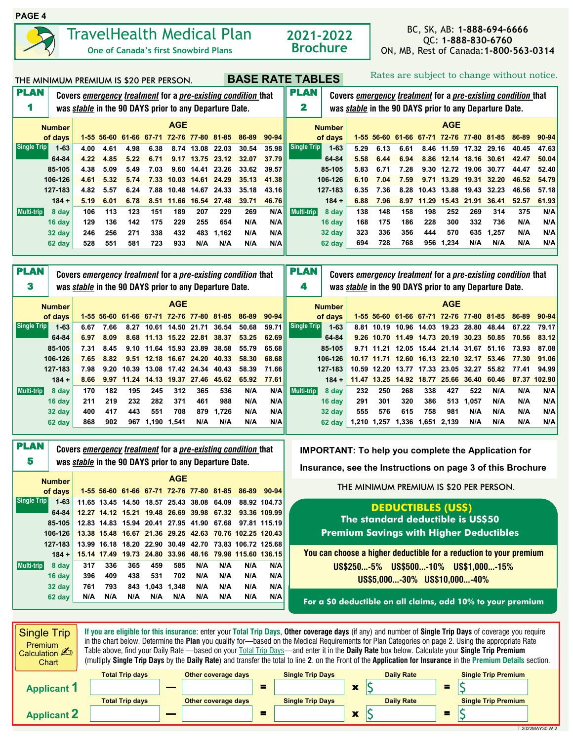# TravelHealth Medical Plan

**One of Canada's first Snowbird Plans**

**2021-2022 Brochure**

BC, SK, AB: **1-888-694-6666**
QC: **1-888-830-6760**
ON, MB, Rest of Canada: **1-800-563-0314**

THE MINIMUM PREMIUM IS $20 PER PERSON.

## BASE RATE TABLES

Rates are subject to change without notice.

### PLAN 1

Covers ***emergency treatment*** for a ***pre-existing condition*** that was ***stable*** in the 90 DAYS prior to any Departure Date.

| | Number of days | AGE 1-55 | 56-60 | 61-66 | 67-71 | 72-76 | 77-80 | 81-85 | 86-89 | 90-94 |
|---|---|---|---|---|---|---|---|---|---|---|
| Single Trip | 1-63 | 4.00 | 4.61 | 4.98 | 6.38 | 8.74 | 13.08 | 22.03 | 30.54 | 35.98 |
| | 64-84 | 4.22 | 4.85 | 5.22 | 6.71 | 9.17 | 13.75 | 23.12 | 32.07 | 37.79 |
| | 85-105 | 4.38 | 5.09 | 5.49 | 7.03 | 9.60 | 14.41 | 23.26 | 33.62 | 39.57 |
| | 106-126 | 4.61 | 5.32 | 5.74 | 7.33 | 10.03 | 14.61 | 24.29 | 35.13 | 41.38 |
| | 127-183 | 4.82 | 5.57 | 6.24 | 7.88 | 10.48 | 14.67 | 24.33 | 35.18 | 43.16 |
| | 184 + | 5.19 | 6.01 | 6.78 | 8.51 | 11.66 | 16.54 | 27.48 | 39.71 | 46.76 |
| Multi-trip | 8 day | 106 | 113 | 123 | 151 | 189 | 207 | 229 | 269 | N/A |
| | 16 day | 129 | 136 | 142 | 175 | 229 | 255 | 654 | N/A | N/A |
| | 32 day | 246 | 256 | 271 | 338 | 432 | 483 | 1,162 | N/A | N/A |
| | 62 day | 528 | 551 | 581 | 723 | 933 | N/A | N/A | N/A | N/A |

### PLAN 2

Covers ***emergency treatment*** for a ***pre-existing condition*** that was ***stable*** in the 90 DAYS prior to any Departure Date.

| | Number of days | AGE 1-55 | 56-60 | 61-66 | 67-71 | 72-76 | 77-80 | 81-85 | 86-89 | 90-94 |
|---|---|---|---|---|---|---|---|---|---|---|
| Single Trip | 1-63 | 5.29 | 6.13 | 6.61 | 8.46 | 11.59 | 17.32 | 29.16 | 40.45 | 47.63 |
| | 64-84 | 5.58 | 6.44 | 6.94 | 8.86 | 12.14 | 18.16 | 30.61 | 42.47 | 50.04 |
| | 85-105 | 5.83 | 6.71 | 7.28 | 9.30 | 12.72 | 19.06 | 30.77 | 44.47 | 52.40 |
| | 106-126 | 6.10 | 7.04 | 7.59 | 9.71 | 13.29 | 19.31 | 32.20 | 46.52 | 54.79 |
| | 127-183 | 6.35 | 7.36 | 8.28 | 10.43 | 13.88 | 19.43 | 32.23 | 46.56 | 57.18 |
| | 184 + | 6.88 | 7.96 | 8.97 | 11.29 | 15.43 | 21.91 | 36.41 | 52.57 | 61.93 |
| Multi-trip | 8 day | 138 | 148 | 158 | 198 | 252 | 269 | 314 | 375 | N/A |
| | 16 day | 168 | 175 | 186 | 228 | 300 | 332 | 736 | N/A | N/A |
| | 32 day | 323 | 336 | 356 | 444 | 570 | 635 | 1,257 | N/A | N/A |
| | 62 day | 694 | 728 | 768 | 956 | 1,234 | N/A | N/A | N/A | N/A |

### PLAN 3

Covers ***emergency treatment*** for a ***pre-existing condition*** that was ***stable*** in the 90 DAYS prior to any Departure Date.

| | Number of days | AGE 1-55 | 56-60 | 61-66 | 67-71 | 72-76 | 77-80 | 81-85 | 86-89 | 90-94 |
|---|---|---|---|---|---|---|---|---|---|---|
| Single Trip | 1-63 | 6.67 | 7.66 | 8.27 | 10.61 | 14.50 | 21.71 | 36.54 | 50.68 | 59.71 |
| | 64-84 | 6.97 | 8.09 | 8.68 | 11.13 | 15.22 | 22.81 | 38.37 | 53.25 | 62.69 |
| | 85-105 | 7.31 | 8.45 | 9.10 | 11.64 | 15.93 | 23.89 | 38.58 | 55.79 | 65.68 |
| | 106-126 | 7.65 | 8.82 | 9.51 | 12.18 | 16.67 | 24.20 | 40.33 | 58.30 | 68.68 |
| | 127-183 | 7.98 | 9.20 | 10.39 | 13.08 | 17.42 | 24.34 | 40.43 | 58.39 | 71.66 |
| | 184 + | 8.66 | 9.97 | 11.24 | 14.13 | 19.37 | 27.46 | 45.62 | 65.92 | 77.61 |
| Multi-trip | 8 day | 170 | 182 | 195 | 245 | 312 | 365 | 536 | N/A | N/A |
| | 16 day | 211 | 219 | 232 | 282 | 371 | 461 | 988 | N/A | N/A |
| | 32 day | 400 | 417 | 443 | 551 | 708 | 879 | 1,726 | N/A | N/A |
| | 62 day | 868 | 902 | 967 | 1,190 | 1,541 | N/A | N/A | N/A | N/A |

### PLAN 4

Covers ***emergency treatment*** for a ***pre-existing condition*** that was ***stable*** in the 90 DAYS prior to any Departure Date.

| | Number of days | AGE 1-55 | 56-60 | 61-66 | 67-71 | 72-76 | 77-80 | 81-85 | 86-89 | 90-94 |
|---|---|---|---|---|---|---|---|---|---|---|
| Single Trip | 1-63 | 8.81 | 10.19 | 10.96 | 14.03 | 19.23 | 28.80 | 48.44 | 67.22 | 79.17 |
| | 64-84 | 9.26 | 10.70 | 11.49 | 14.73 | 20.19 | 30.23 | 50.85 | 70.56 | 83.12 |
| | 85-105 | 9.71 | 11.21 | 12.05 | 15.44 | 21.14 | 31.67 | 51.16 | 73.93 | 87.08 |
| | 106-126 | 10.17 | 11.71 | 12.60 | 16.13 | 22.10 | 32.17 | 53.46 | 77.30 | 91.06 |
| | 127-183 | 10.59 | 12.20 | 13.77 | 17.33 | 23.05 | 32.27 | 55.82 | 77.41 | 94.99 |
| | 184 + | 11.47 | 13.25 | 14.92 | 18.77 | 25.66 | 36.40 | 60.46 | 87.37 | 102.90 |
| Multi-trip | 8 day | 232 | 250 | 268 | 338 | 427 | 522 | N/A | N/A | N/A |
| | 16 day | 291 | 301 | 320 | 386 | 513 | 1,057 | N/A | N/A | N/A |
| | 32 day | 555 | 576 | 615 | 758 | 981 | N/A | N/A | N/A | N/A |
| | 62 day | 1,210 | 1,257 | 1,336 | 1,651 | 2,139 | N/A | N/A | N/A | N/A |

### PLAN 5

Covers ***emergency treatment*** for a ***pre-existing condition*** that was ***stable*** in the 90 DAYS prior to any Departure Date.

| | Number of days | AGE 1-55 | 56-60 | 61-66 | 67-71 | 72-76 | 77-80 | 81-85 | 86-89 | 90-94 |
|---|---|---|---|---|---|---|---|---|---|---|
| Single Trip | 1-63 | 11.65 | 13.45 | 14.50 | 18.57 | 25.43 | 38.08 | 64.09 | 88.92 | 104.73 |
| | 64-84 | 12.27 | 14.12 | 15.21 | 19.48 | 26.69 | 39.98 | 67.32 | 93.36 | 109.99 |
| | 85-105 | 12.83 | 14.83 | 15.94 | 20.41 | 27.95 | 41.90 | 67.68 | 97.81 | 115.19 |
| | 106-126 | 13.38 | 15.48 | 16.67 | 21.36 | 29.25 | 42.63 | 70.76 | 102.25 | 120.43 |
| | 127-183 | 13.99 | 16.18 | 18.20 | 22.90 | 30.49 | 42.70 | 73.83 | 106.72 | 125.68 |
| | 184 + | 15.14 | 17.49 | 19.73 | 24.80 | 33.96 | 48.16 | 79.98 | 115.60 | 136.15 |
| Multi-trip | 8 day | 317 | 336 | 365 | 459 | 585 | N/A | N/A | N/A | N/A |
| | 16 day | 396 | 409 | 438 | 531 | 702 | N/A | N/A | N/A | N/A |
| | 32 day | 761 | 793 | 843 | 1,043 | 1,348 | N/A | N/A | N/A | N/A |
| | 62 day | N/A | N/A | N/A | N/A | N/A | N/A | N/A | N/A | N/A |

**IMPORTANT: To help you complete the Application for Insurance, see the Instructions on page 3 of this Brochure**

THE MINIMUM PREMIUM IS $20 PER PERSON.

## DEDUCTIBLES (US$)

**The standard deductible is US$50**

**Premium Savings with Higher Deductibles**

**You can choose a higher deductible for a reduction to your premium**

**US$250...-5% US$500...-10% US$1,000...-15%**
**US$5,000...-30% US$10,000...-40%**

**For a $0 deductible on all claims, add 10% to your premium**

## Single Trip Premium Calculation Chart

**If you are eligible for this insurance**: enter your **Total Trip Days**, **Other coverage days** (if any) and number of **Single Trip Days** of coverage you require in the chart below. Determine the **Plan** you qualify for—based on the Medical Requirements for Plan Categories on page 2. Using the appropriate Rate Table above, find your Daily Rate —based on your Total Trip Days—and enter it in the **Daily Rate** box below. Calculate your **Single Trip Premium** (multiply **Single Trip Days** by the **Daily Rate**) and transfer the total to line **2**. on the Front of the **Application for Insurance** in the **Premium Details** section.

| | Total Trip days | | Other coverage days | | Single Trip Days | | Daily Rate | | Single Trip Premium |
|---|---|---|---|---|---|---|---|---|---|
| **Applicant 1** | | — | | = | | x | $ | = | $ |
| **Applicant 2** | | — | | = | | x | $ | = | $ |

T.2022MAY30.W.2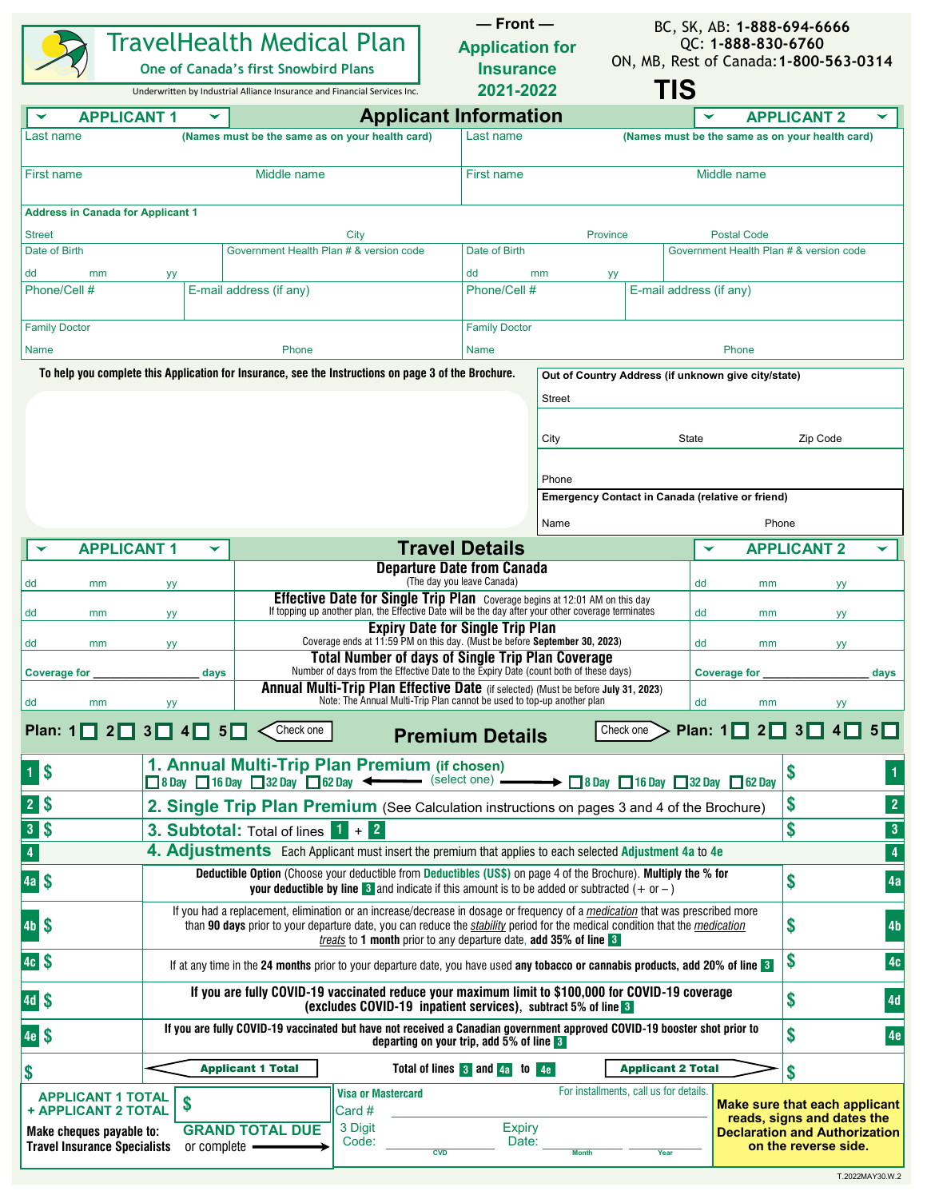# TravelHealth Medical Plan

One of Canada's first Snowbird Plans

Underwritten by Industrial Alliance Insurance and Financial Services Inc.

**— Front —**

**Application for Insurance 2021-2022**

BC, SK, AB: **1-888-694-6666**
QC: **1-888-830-6760**
ON, MB, Rest of Canada: **1-800-563-0314**

**TIS**

## Applicant Information

| APPLICANT 1 | APPLICANT 2 |
|---|---|
| Last name **(Names must be the same as on your health card)** | Last name **(Names must be the same as on your health card)** |
| First name / Middle name | First name / Middle name |
| **Address in Canada for Applicant 1** — Street / City / Province / Postal Code | |
| Date of Birth (dd mm yy) / Government Health Plan # & version code | Date of Birth (dd mm yy) / Government Health Plan # & version code |
| Phone/Cell # / E-mail address (if any) | Phone/Cell # / E-mail address (if any) |
| Family Doctor — Name / Phone | Family Doctor — Name / Phone |

**To help you complete this Application for Insurance, see the Instructions on page 3 of the Brochure.**

**Out of Country Address (if unknown give city/state)**

Street

City / State / Zip Code

Phone

**Emergency Contact in Canada (relative or friend)**

Name / Phone

## Travel Details

| APPLICANT 1 | | APPLICANT 2 |
|---|---|---|
| dd mm yy | **Departure Date from Canada** (The day you leave Canada) | dd mm yy |
| dd mm yy | **Effective Date for Single Trip Plan** Coverage begins at 12:01 AM on this day. If topping up another plan, the Effective Date will be the day after your other coverage terminates | dd mm yy |
| dd mm yy | **Expiry Date for Single Trip Plan** Coverage ends at 11:59 PM on this day. (Must be before **September 30, 2023**) | dd mm yy |
| Coverage for ______ days | **Total Number of days of Single Trip Plan Coverage** Number of days from the Effective Date to the Expiry Date (count both of these days) | Coverage for ______ days |
| dd mm yy | **Annual Multi-Trip Plan Effective Date** (if selected) (Must be before **July 31, 2023**) Note: The Annual Multi-Trip Plan cannot be used to top-up another plan | dd mm yy |

## Premium Details

Plan: 1 ☐ 2 ☐ 3 ☐ 4 ☐ 5 ☐ (Check one) — Applicant 1

Plan: 1 ☐ 2 ☐ 3 ☐ 4 ☐ 5 ☐ (Check one) — Applicant 2

| Line | Applicant 1 | | Applicant 2 | Line |
|---|---|---|---|---|
| 1 | $ | **1. Annual Multi-Trip Plan Premium (if chosen)** ☐ 8 Day ☐ 16 Day ☐ 32 Day ☐ 62 Day (select one) ☐ 8 Day ☐ 16 Day ☐ 32 Day ☐ 62 Day | $ | 1 |
| 2 | $ | **2. Single Trip Plan Premium** (See Calculation instructions on pages 3 and 4 of the Brochure) | $ | 2 |
| 3 | $ | **3. Subtotal:** Total of lines 1 + 2 | $ | 3 |
| 4 | | **4. Adjustments** Each Applicant must insert the premium that applies to each selected **Adjustment 4a** to **4e** | | 4 |
| 4a | $ | **Deductible Option** (Choose your deductible from **Deductibles (US$)** on page 4 of the Brochure). **Multiply the % for your deductible by line 3** and indicate if this amount is to be added or subtracted (+ or –) | $ | 4a |
| 4b | $ | If you had a replacement, elimination or an increase/decrease in dosage or frequency of a *medication* that was prescribed more than **90 days** prior to your departure date, you can reduce the *stability* period for the medical condition that the *medication treats* to **1 month** prior to any departure date, **add 35% of line 3** | $ | 4b |
| 4c | $ | If at any time in the **24 months** prior to your departure date, you have used **any tobacco or cannabis products, add 20% of line 3** | $ | 4c |
| 4d | $ | **If you are fully COVID-19 vaccinated reduce your maximum limit to $100,000 for COVID-19 coverage (excludes COVID-19 inpatient services), subtract 5% of line 3** | $ | 4d |
| 4e | $ | **If you are fully COVID-19 vaccinated but have not received a Canadian government approved COVID-19 booster shot prior to departing on your trip, add 5% of line 3** | $ | 4e |
| | $ | **Applicant 1 Total** — Total of lines 3 and 4a to 4e — **Applicant 2 Total** | $ | |

**APPLICANT 1 TOTAL + APPLICANT 2 TOTAL** $

**GRAND TOTAL DUE**

**Make cheques payable to: Travel Insurance Specialists** or complete →

**Visa or Mastercard** — For installments, call us for details.

Card # ______

3 Digit Code: ______ (CVD) Expiry Date: ______ (Month) ______ (Year)

**Make sure that each applicant reads, signs and dates the Declaration and Authorization on the reverse side.**

T.2022MAY30.W.2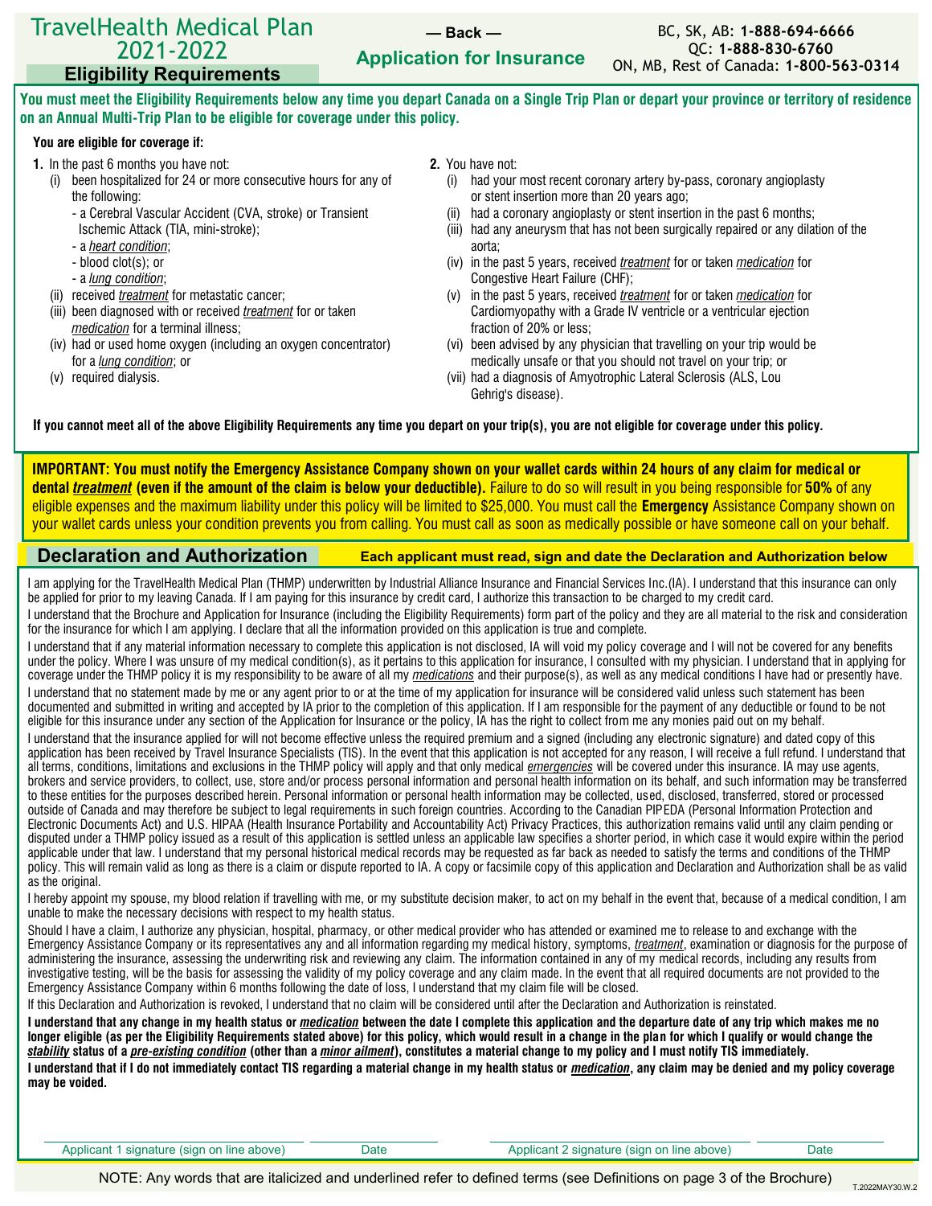# TravelHealth Medical Plan 2021-2022

— Back —

## Application for Insurance

BC, SK, AB: **1-888-694-6666**
QC: **1-888-830-6760**
ON, MB, Rest of Canada: **1-800-563-0314**

## Eligibility Requirements

**You must meet the Eligibility Requirements below any time you depart Canada on a Single Trip Plan or depart your province or territory of residence on an Annual Multi-Trip Plan to be eligible for coverage under this policy.**

**You are eligible for coverage if:**

1. In the past 6 months you have not:
   (i) been hospitalized for 24 or more consecutive hours for any of the following:
   - a Cerebral Vascular Accident (CVA, stroke) or Transient Ischemic Attack (TIA, mini-stroke);
   - a *heart condition*;
   - blood clot(s); or
   - a *lung condition*;

   (ii) received *treatment* for metastatic cancer;
   (iii) been diagnosed with or received *treatment* for or taken *medication* for a terminal illness;
   (iv) had or used home oxygen (including an oxygen concentrator) for a *lung condition*; or
   (v) required dialysis.

2. You have not:
   (i) had your most recent coronary artery by-pass, coronary angioplasty or stent insertion more than 20 years ago;
   (ii) had a coronary angioplasty or stent insertion in the past 6 months;
   (iii) had any aneurysm that has not been surgically repaired or any dilation of the aorta;
   (iv) in the past 5 years, received *treatment* for or taken *medication* for Congestive Heart Failure (CHF);
   (v) in the past 5 years, received *treatment* for or taken *medication* for Cardiomyopathy with a Grade IV ventricle or a ventricular ejection fraction of 20% or less;
   (vi) been advised by any physician that travelling on your trip would be medically unsafe or that you should not travel on your trip; or
   (vii) had a diagnosis of Amyotrophic Lateral Sclerosis (ALS, Lou Gehrig's disease).

**If you cannot meet all of the above Eligibility Requirements any time you depart on your trip(s), you are not eligible for coverage under this policy.**

**IMPORTANT: You must notify the Emergency Assistance Company shown on your wallet cards within 24 hours of any claim for medical or dental *treatment* (even if the amount of the claim is below your deductible).** Failure to do so will result in you being responsible for **50%** of any eligible expenses and the maximum liability under this policy will be limited to $25,000. You must call the **Emergency** Assistance Company shown on your wallet cards unless your condition prevents you from calling. You must call as soon as medically possible or have someone call on your behalf.

## Declaration and Authorization

**Each applicant must read, sign and date the Declaration and Authorization below**

I am applying for the TravelHealth Medical Plan (THMP) underwritten by Industrial Alliance Insurance and Financial Services Inc.(IA). I understand that this insurance can only be applied for prior to my leaving Canada. If I am paying for this insurance by credit card, I authorize this transaction to be charged to my credit card.

I understand that the Brochure and Application for Insurance (including the Eligibility Requirements) form part of the policy and they are all material to the risk and consideration for the insurance for which I am applying. I declare that all the information provided on this application is true and complete.

I understand that if any material information necessary to complete this application is not disclosed, IA will void my policy coverage and I will not be covered for any benefits under the policy. Where I was unsure of my medical condition(s), as it pertains to this application for insurance, I consulted with my physician. I understand that in applying for coverage under the THMP policy it is my responsibility to be aware of all my *medications* and their purpose(s), as well as any medical conditions I have had or presently have.

I understand that no statement made by me or any agent prior to or at the time of my application for insurance will be considered valid unless such statement has been documented and submitted in writing and accepted by IA prior to the completion of this application. If I am responsible for the payment of any deductible or found to be not eligible for this insurance under any section of the Application for Insurance or the policy, IA has the right to collect from me any monies paid out on my behalf.

I understand that the insurance applied for will not become effective unless the required premium and a signed (including any electronic signature) and dated copy of this application has been received by Travel Insurance Specialists (TIS). In the event that this application is not accepted for any reason, I will receive a full refund. I understand that all terms, conditions, limitations and exclusions in the THMP policy will apply and that only medical *emergencies* will be covered under this insurance. IA may use agents, brokers and service providers, to collect, use, store and/or process personal information and personal health information on its behalf, and such information may be transferred to these entities for the purposes described herein. Personal information or personal health information may be collected, used, disclosed, transferred, stored or processed outside of Canada and may therefore be subject to legal requirements in such foreign countries. According to the Canadian PIPEDA (Personal Information Protection and Electronic Documents Act) and U.S. HIPAA (Health Insurance Portability and Accountability Act) Privacy Practices, this authorization remains valid until any claim pending or disputed under a THMP policy issued as a result of this application is settled unless an applicable law specifies a shorter period, in which case it would expire within the period applicable under that law. I understand that my personal historical medical records may be requested as far back as needed to satisfy the terms and conditions of the THMP policy. This will remain valid as long as there is a claim or dispute reported to IA. A copy or facsimile copy of this application and Declaration and Authorization shall be as valid as the original.

I hereby appoint my spouse, my blood relation if travelling with me, or my substitute decision maker, to act on my behalf in the event that, because of a medical condition, I am unable to make the necessary decisions with respect to my health status.

Should I have a claim, I authorize any physician, hospital, pharmacy, or other medical provider who has attended or examined me to release to and exchange with the Emergency Assistance Company or its representatives any and all information regarding my medical history, symptoms, *treatment*, examination or diagnosis for the purpose of administering the insurance, assessing the underwriting risk and reviewing any claim. The information contained in any of my medical records, including any results from investigative testing, will be the basis for assessing the validity of my policy coverage and any claim made. In the event that all required documents are not provided to the Emergency Assistance Company within 6 months following the date of loss, I understand that my claim file will be closed.

If this Declaration and Authorization is revoked, I understand that no claim will be considered until after the Declaration and Authorization is reinstated.

**I understand that any change in my health status or *medication* between the date I complete this application and the departure date of any trip which makes me no longer eligible (as per the Eligibility Requirements stated above) for this policy, which would result in a change in the plan for which I qualify or would change the *stability* status of a *pre-existing condition* (other than a *minor ailment*), constitutes a material change to my policy and I must notify TIS immediately.**

**I understand that if I do not immediately contact TIS regarding a material change in my health status or *medication*, any claim may be denied and my policy coverage may be voided.**

| | | | |
|---|---|---|---|
| Applicant 1 signature (sign on line above) | Date | Applicant 2 signature (sign on line above) | Date |

NOTE: Any words that are italicized and underlined refer to defined terms (see Definitions on page 3 of the Brochure)

T.2022MAY30.W.2